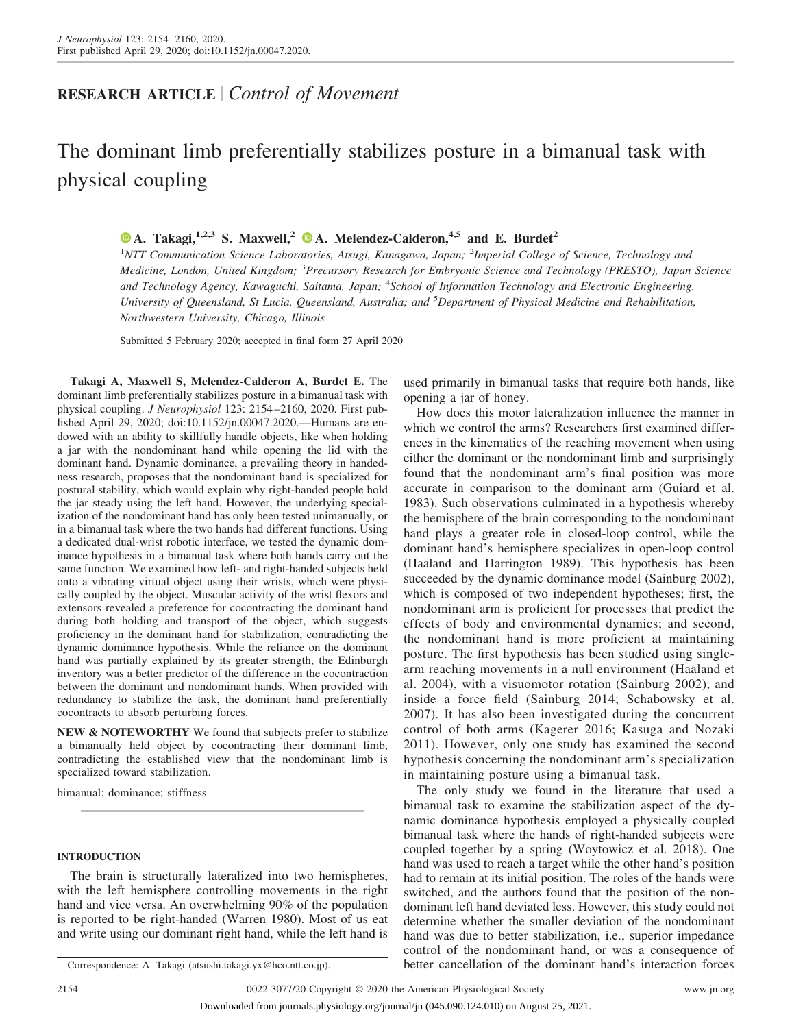## RESEARCH ARTICLE | *Control of Movement*

# The dominant limb preferentially stabilizes posture in a bimanual task with physical coupling

**A. Takagi,[1,2,3] S. Maxwell,[2] A. Melendez-Calderon,[4,5] and E. Burdet[2]**

[1]*NTT Communication Science Laboratories, Atsugi, Kanagawa, Japan;* [2]*Imperial College of Science, Technology and Medicine, London, United Kingdom;* [3]*Precursory Research for Embryonic Science and Technology (PRESTO), Japan Science and Technology Agency, Kawaguchi, Saitama, Japan;* [4]*School of Information Technology and Electronic Engineering, University of Queensland, St Lucia, Queensland, Australia; and* [5]*Department of Physical Medicine and Rehabilitation, Northwestern University, Chicago, Illinois*

Submitted 5 February 2020; accepted in final form 27 April 2020

**Takagi A, Maxwell S, Melendez-Calderon A, Burdet E.** The dominant limb preferentially stabilizes posture in a bimanual task with physical coupling. *J Neurophysiol* 123: 2154–2160, 2020. First published April 29, 2020; doi:10.1152/jn.00047.2020.—Humans are endowed with an ability to skillfully handle objects, like when holding a jar with the nondominant hand while opening the lid with the dominant hand. Dynamic dominance, a prevailing theory in handedness research, proposes that the nondominant hand is specialized for postural stability, which would explain why right-handed people hold the jar steady using the left hand. However, the underlying specialization of the nondominant hand has only been tested unimanually, or in a bimanual task where the two hands had different functions. Using a dedicated dual-wrist robotic interface, we tested the dynamic dominance hypothesis in a bimanual task where both hands carry out the same function. We examined how left- and right-handed subjects held onto a vibrating virtual object using their wrists, which were physically coupled by the object. Muscular activity of the wrist flexors and extensors revealed a preference for cocontracting the dominant hand during both holding and transport of the object, which suggests proficiency in the dominant hand for stabilization, contradicting the dynamic dominance hypothesis. While the reliance on the dominant hand was partially explained by its greater strength, the Edinburgh inventory was a better predictor of the difference in the cocontraction between the dominant and nondominant hands. When provided with redundancy to stabilize the task, the dominant hand preferentially cocontracts to absorb perturbing forces.

**NEW & NOTEWORTHY** We found that subjects prefer to stabilize a bimanually held object by cocontracting their dominant limb, contradicting the established view that the nondominant limb is specialized toward stabilization.

bimanual; dominance; stiffness

## INTRODUCTION

The brain is structurally lateralized into two hemispheres, with the left hemisphere controlling movements in the right hand and vice versa. An overwhelming 90% of the population is reported to be right-handed (Warren 1980). Most of us eat and write using our dominant right hand, while the left hand is used primarily in bimanual tasks that require both hands, like opening a jar of honey.

How does this motor lateralization influence the manner in which we control the arms? Researchers first examined differences in the kinematics of the reaching movement when using either the dominant or the nondominant limb and surprisingly found that the nondominant arm's final position was more accurate in comparison to the dominant arm (Guiard et al. 1983). Such observations culminated in a hypothesis whereby the hemisphere of the brain corresponding to the nondominant hand plays a greater role in closed-loop control, while the dominant hand's hemisphere specializes in open-loop control (Haaland and Harrington 1989). This hypothesis has been succeeded by the dynamic dominance model (Sainburg 2002), which is composed of two independent hypotheses; first, the nondominant arm is proficient for processes that predict the effects of body and environmental dynamics; and second, the nondominant hand is more proficient at maintaining posture. The first hypothesis has been studied using single-arm reaching movements in a null environment (Haaland et al. 2004), with a visuomotor rotation (Sainburg 2002), and inside a force field (Sainburg 2014; Schabowsky et al. 2007). It has also been investigated during the concurrent control of both arms (Kagerer 2016; Kasuga and Nozaki 2011). However, only one study has examined the second hypothesis concerning the nondominant arm's specialization in maintaining posture using a bimanual task.

The only study we found in the literature that used a bimanual task to examine the stabilization aspect of the dynamic dominance hypothesis employed a physically coupled bimanual task where the hands of right-handed subjects were coupled together by a spring (Woytowicz et al. 2018). One hand was used to reach a target while the other hand's position had to remain at its initial position. The roles of the hands were switched, and the authors found that the position of the nondominant left hand deviated less. However, this study could not determine whether the smaller deviation of the nondominant hand was due to better stabilization, i.e., superior impedance control of the nondominant hand, or was a consequence of better cancellation of the dominant hand's interaction forces

Correspondence: A. Takagi (atsushi.takagi.yx@hco.ntt.co.jp).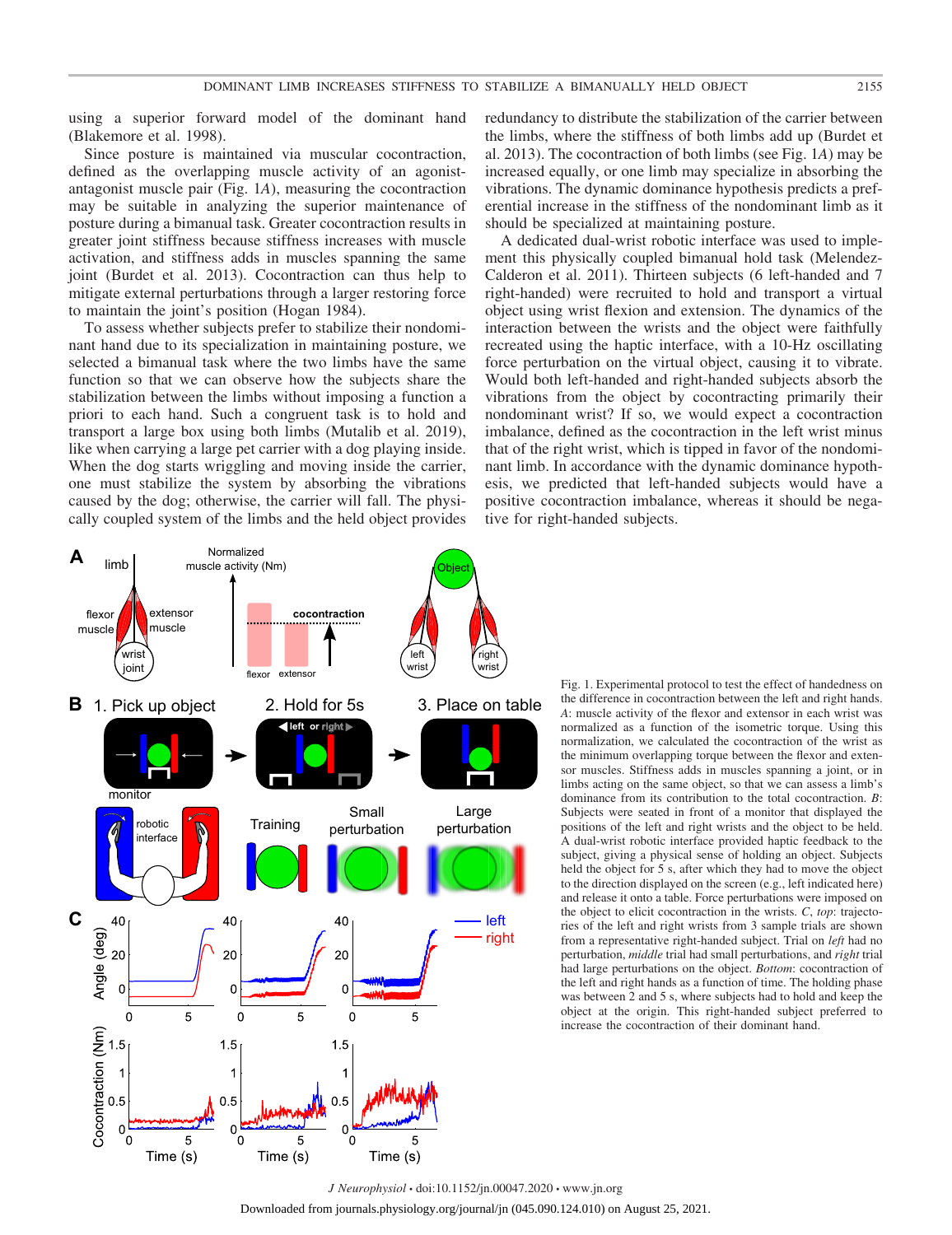using a superior forward model of the dominant hand (Blakemore et al. 1998).

Since posture is maintained via muscular cocontraction, defined as the overlapping muscle activity of an agonist-antagonist muscle pair (Fig. 1*A*), measuring the cocontraction may be suitable in analyzing the superior maintenance of posture during a bimanual task. Greater cocontraction results in greater joint stiffness because stiffness increases with muscle activation, and stiffness adds in muscles spanning the same joint (Burdet et al. 2013). Cocontraction can thus help to mitigate external perturbations through a larger restoring force to maintain the joint's position (Hogan 1984).

To assess whether subjects prefer to stabilize their nondominant hand due to its specialization in maintaining posture, we selected a bimanual task where the two limbs have the same function so that we can observe how the subjects share the stabilization between the limbs without imposing a function a priori to each hand. Such a congruent task is to hold and transport a large box using both limbs (Mutalib et al. 2019), like when carrying a large pet carrier with a dog playing inside. When the dog starts wriggling and moving inside the carrier, one must stabilize the system by absorbing the vibrations caused by the dog; otherwise, the carrier will fall. The physically coupled system of the limbs and the held object provides redundancy to distribute the stabilization of the carrier between the limbs, where the stiffness of both limbs add up (Burdet et al. 2013). The cocontraction of both limbs (see Fig. 1*A*) may be increased equally, or one limb may specialize in absorbing the vibrations. The dynamic dominance hypothesis predicts a preferential increase in the stiffness of the nondominant limb as it should be specialized at maintaining posture.

A dedicated dual-wrist robotic interface was used to implement this physically coupled bimanual hold task (Melendez-Calderon et al. 2011). Thirteen subjects (6 left-handed and 7 right-handed) were recruited to hold and transport a virtual object using wrist flexion and extension. The dynamics of the interaction between the wrists and the object were faithfully recreated using the haptic interface, with a 10-Hz oscillating force perturbation on the virtual object, causing it to vibrate. Would both left-handed and right-handed subjects absorb the vibrations from the object by cocontracting primarily their nondominant wrist? If so, we would expect a cocontraction imbalance, defined as the cocontraction in the left wrist minus that of the right wrist, which is tipped in favor of the nondominant limb. In accordance with the dynamic dominance hypothesis, we predicted that left-handed subjects would have a positive cocontraction imbalance, whereas it should be negative for right-handed subjects.

Fig. 1. Experimental protocol to test the effect of handedness on the difference in cocontraction between the left and right hands. *A*: muscle activity of the flexor and extensor in each wrist was normalized as a function of the isometric torque. Using this normalization, we calculated the cocontraction of the wrist as the minimum overlapping torque between the flexor and extensor muscles. Stiffness adds in muscles spanning a joint, or in limbs acting on the same object, so that we can assess a limb's dominance from its contribution to the total cocontraction. *B*: Subjects were seated in front of a monitor that displayed the positions of the left and right wrists and the object to be held. A dual-wrist robotic interface provided haptic feedback to the subject, giving a physical sense of holding an object. Subjects held the object for 5 s, after which they had to move the object to the direction displayed on the screen (e.g., left indicated here) and release it onto a table. Force perturbations were imposed on the object to elicit cocontraction in the wrists. *C*, *top*: trajectories of the left and right wrists from 3 sample trials are shown from a representative right-handed subject. Trial on *left* had no perturbation, *middle* trial had small perturbations, and *right* trial had large perturbations on the object. *Bottom*: cocontraction of the left and right hands as a function of time. The holding phase was between 2 and 5 s, where subjects had to hold and keep the object at the origin. This right-handed subject preferred to increase the cocontraction of their dominant hand.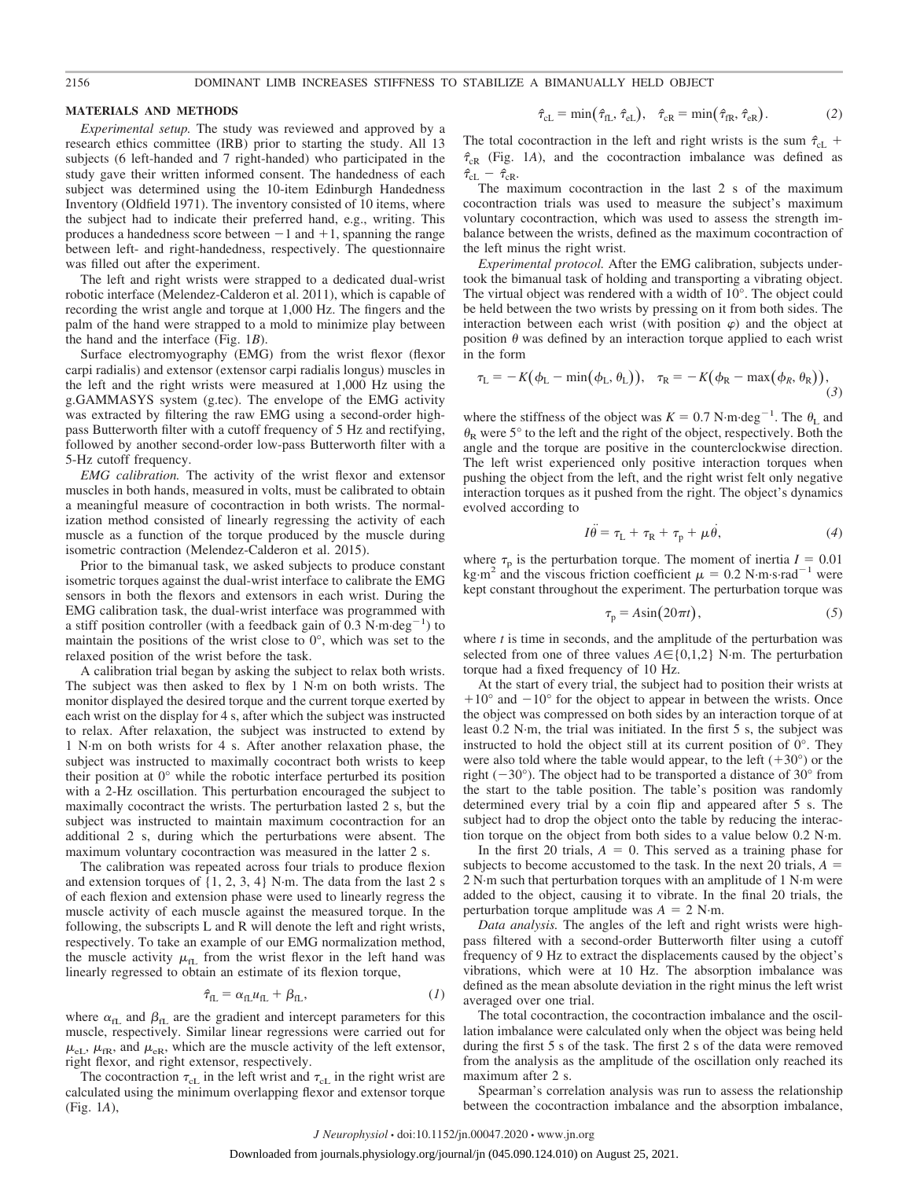## MATERIALS AND METHODS

*Experimental setup.* The study was reviewed and approved by a research ethics committee (IRB) prior to starting the study. All 13 subjects (6 left-handed and 7 right-handed) who participated in the study gave their written informed consent. The handedness of each subject was determined using the 10-item Edinburgh Handedness Inventory (Oldfield 1971). The inventory consisted of 10 items, where the subject had to indicate their preferred hand, e.g., writing. This produces a handedness score between −1 and +1, spanning the range between left- and right-handedness, respectively. The questionnaire was filled out after the experiment.

The left and right wrists were strapped to a dedicated dual-wrist robotic interface (Melendez-Calderon et al. 2011), which is capable of recording the wrist angle and torque at 1,000 Hz. The fingers and the palm of the hand were strapped to a mold to minimize play between the hand and the interface (Fig. 1*B*).

Surface electromyography (EMG) from the wrist flexor (flexor carpi radialis) and extensor (extensor carpi radialis longus) muscles in the left and the right wrists were measured at 1,000 Hz using the g.GAMMASYS system (g.tec). The envelope of the EMG activity was extracted by filtering the raw EMG using a second-order high-pass Butterworth filter with a cutoff frequency of 5 Hz and rectifying, followed by another second-order low-pass Butterworth filter with a 5-Hz cutoff frequency.

*EMG calibration.* The activity of the wrist flexor and extensor muscles in both hands, measured in volts, must be calibrated to obtain a meaningful measure of cocontraction in both wrists. The normalization method consisted of linearly regressing the activity of each muscle as a function of the torque produced by the muscle during isometric contraction (Melendez-Calderon et al. 2015).

Prior to the bimanual task, we asked subjects to produce constant isometric torques against the dual-wrist interface to calibrate the EMG sensors in both the flexors and extensors in each wrist. During the EMG calibration task, the dual-wrist interface was programmed with a stiff position controller (with a feedback gain of 0.3 N·m·deg$^{-1}$) to maintain the positions of the wrist close to 0°, which was set to the relaxed position of the wrist before the task.

A calibration trial began by asking the subject to relax both wrists. The subject was then asked to flex by 1 N·m on both wrists. The monitor displayed the desired torque and the current torque exerted by each wrist on the display for 4 s, after which the subject was instructed to relax. After relaxation, the subject was instructed to extend by 1 N·m on both wrists for 4 s. After another relaxation phase, the subject was instructed to maximally cocontract both wrists to keep their position at 0° while the robotic interface perturbed its position with a 2-Hz oscillation. This perturbation encouraged the subject to maximally cocontract the wrists. The perturbation lasted 2 s, but the subject was instructed to maintain maximum cocontraction for an additional 2 s, during which the perturbations were absent. The maximum voluntary cocontraction was measured in the latter 2 s.

The calibration was repeated across four trials to produce flexion and extension torques of {1, 2, 3, 4} N·m. The data from the last 2 s of each flexion and extension phase were used to linearly regress the muscle activity of each muscle against the measured torque. In the following, the subscripts L and R will denote the left and right wrists, respectively. To take an example of our EMG normalization method, the muscle activity $\mu_{\text{fL}}$ from the wrist flexor in the left hand was linearly regressed to obtain an estimate of its flexion torque,

$$\hat{\tau}_{\text{fL}} = \alpha_{\text{fL}} u_{\text{fL}} + \beta_{\text{fL}}, \tag{1}$$

where $\alpha_{\text{fL}}$ and $\beta_{\text{fL}}$ are the gradient and intercept parameters for this muscle, respectively. Similar linear regressions were carried out for $\mu_{\text{eL}}$, $\mu_{\text{fR}}$, and $\mu_{\text{eR}}$, which are the muscle activity of the left extensor, right flexor, and right extensor, respectively.

The cocontraction $\tau_{\text{cL}}$ in the left wrist and $\tau_{\text{cL}}$ in the right wrist are calculated using the minimum overlapping flexor and extensor torque (Fig. 1*A*),

$$\hat{\tau}_{\text{cL}} = \min\left(\hat{\tau}_{\text{fL}}, \hat{\tau}_{\text{eL}}\right), \quad \hat{\tau}_{\text{cR}} = \min\left(\hat{\tau}_{\text{fR}}, \hat{\tau}_{\text{eR}}\right). \tag{2}$$

The total cocontraction in the left and right wrists is the sum $\hat{\tau}_{\text{cL}} + \hat{\tau}_{\text{cR}}$ (Fig. 1*A*), and the cocontraction imbalance was defined as $\hat{\tau}_{\text{cL}} - \hat{\tau}_{\text{cR}}$.

The maximum cocontraction in the last 2 s of the maximum cocontraction trials was used to measure the subject's maximum voluntary cocontraction, which was used to assess the strength imbalance between the wrists, defined as the maximum cocontraction of the left minus the right wrist.

*Experimental protocol.* After the EMG calibration, subjects undertook the bimanual task of holding and transporting a vibrating object. The virtual object was rendered with a width of 10°. The object could be held between the two wrists by pressing on it from both sides. The interaction between each wrist (with position $\varphi$) and the object at position $\theta$ was defined by an interaction torque applied to each wrist in the form

$$\tau_{\text{L}} = -K\left(\phi_{\text{L}} - \min\left(\phi_{\text{L}}, \theta_{\text{L}}\right)\right), \quad \tau_{\text{R}} = -K\left(\phi_{\text{R}} - \max\left(\phi_{R}, \theta_{\text{R}}\right)\right), \tag{3}$$

where the stiffness of the object was $K = 0.7$ N·m·deg$^{-1}$. The $\theta_{\text{L}}$ and $\theta_{\text{R}}$ were 5° to the left and the right of the object, respectively. Both the angle and the torque are positive in the counterclockwise direction. The left wrist experienced only positive interaction torques when pushing the object from the left, and the right wrist felt only negative interaction torques as it pushed from the right. The object's dynamics evolved according to

$$I\ddot{\theta} = \tau_{\text{L}} + \tau_{\text{R}} + \tau_{\text{p}} + \mu\dot{\theta}, \tag{4}$$

where $\tau_{\text{p}}$ is the perturbation torque. The moment of inertia $I = 0.01$ kg·m$^2$ and the viscous friction coefficient $\mu = 0.2$ N·m·s·rad$^{-1}$ were kept constant throughout the experiment. The perturbation torque was

$$\tau_{\text{p}} = A\sin(20\pi t), \tag{5}$$

where $t$ is time in seconds, and the amplitude of the perturbation was selected from one of three values $A \in \{0,1,2\}$ N·m. The perturbation torque had a fixed frequency of 10 Hz.

At the start of every trial, the subject had to position their wrists at +10° and −10° for the object to appear in between the wrists. Once the object was compressed on both sides by an interaction torque of at least 0.2 N·m, the trial was initiated. In the first 5 s, the subject was instructed to hold the object still at its current position of 0°. They were also told where the table would appear, to the left (+30°) or the right (−30°). The object had to be transported a distance of 30° from the start to the table position. The table's position was randomly determined every trial by a coin flip and appeared after 5 s. The subject had to drop the object onto the table by reducing the interaction torque on the object from both sides to a value below 0.2 N·m.

In the first 20 trials, $A = 0$. This served as a training phase for subjects to become accustomed to the task. In the next 20 trials, $A = 2$ N·m such that perturbation torques with an amplitude of 1 N·m were added to the object, causing it to vibrate. In the final 20 trials, the perturbation torque amplitude was $A = 2$ N·m.

*Data analysis.* The angles of the left and right wrists were high-pass filtered with a second-order Butterworth filter using a cutoff frequency of 9 Hz to extract the displacements caused by the object's vibrations, which were at 10 Hz. The absorption imbalance was defined as the mean absolute deviation in the right minus the left wrist averaged over one trial.

The total cocontraction, the cocontraction imbalance and the oscillation imbalance were calculated only when the object was being held during the first 5 s of the task. The first 2 s of the data were removed from the analysis as the amplitude of the oscillation only reached its maximum after 2 s.

Spearman's correlation analysis was run to assess the relationship between the cocontraction imbalance and the absorption imbalance,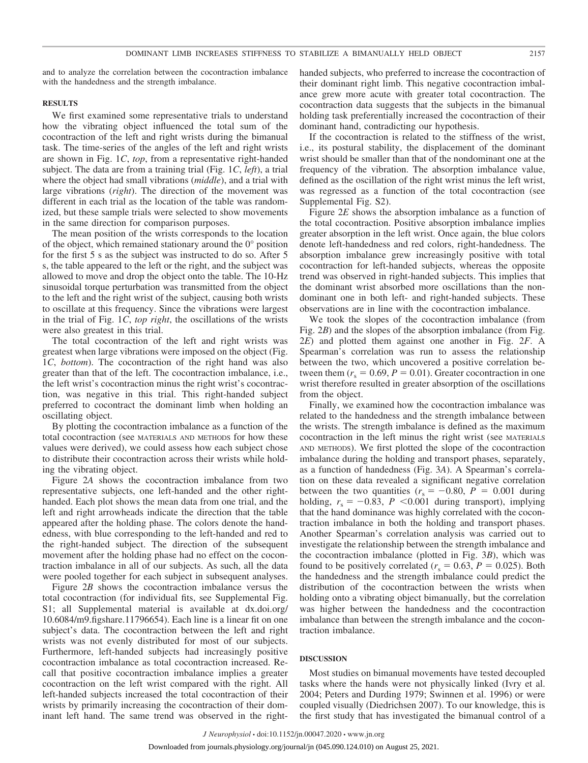and to analyze the correlation between the cocontraction imbalance with the handedness and the strength imbalance.

## RESULTS

We first examined some representative trials to understand how the vibrating object influenced the total sum of the cocontraction of the left and right wrists during the bimanual task. The time-series of the angles of the left and right wrists are shown in Fig. 1*C*, *top*, from a representative right-handed subject. The data are from a training trial (Fig. 1*C*, *left*), a trial where the object had small vibrations (*middle*), and a trial with large vibrations (*right*). The direction of the movement was different in each trial as the location of the table was randomized, but these sample trials were selected to show movements in the same direction for comparison purposes.

The mean position of the wrists corresponds to the location of the object, which remained stationary around the 0° position for the first 5 s as the subject was instructed to do so. After 5 s, the table appeared to the left or the right, and the subject was allowed to move and drop the object onto the table. The 10-Hz sinusoidal torque perturbation was transmitted from the object to the left and the right wrist of the subject, causing both wrists to oscillate at this frequency. Since the vibrations were largest in the trial of Fig. 1*C*, *top right*, the oscillations of the wrists were also greatest in this trial.

The total cocontraction of the left and right wrists was greatest when large vibrations were imposed on the object (Fig. 1*C*, *bottom*). The cocontraction of the right hand was also greater than that of the left. The cocontraction imbalance, i.e., the left wrist's cocontraction minus the right wrist's cocontraction, was negative in this trial. This right-handed subject preferred to cocontract the dominant limb when holding an oscillating object.

By plotting the cocontraction imbalance as a function of the total cocontraction (see MATERIALS AND METHODS for how these values were derived), we could assess how each subject chose to distribute their cocontraction across their wrists while holding the vibrating object.

Figure 2*A* shows the cocontraction imbalance from two representative subjects, one left-handed and the other right-handed. Each plot shows the mean data from one trial, and the left and right arrowheads indicate the direction that the table appeared after the holding phase. The colors denote the handedness, with blue corresponding to the left-handed and red to the right-handed subject. The direction of the subsequent movement after the holding phase had no effect on the cocontraction imbalance in all of our subjects. As such, all the data were pooled together for each subject in subsequent analyses.

Figure 2*B* shows the cocontraction imbalance versus the total cocontraction (for individual fits, see Supplemental Fig. S1; all Supplemental material is available at dx.doi.org/10.6084/m9.figshare.11796654). Each line is a linear fit on one subject's data. The cocontraction between the left and right wrists was not evenly distributed for most of our subjects. Furthermore, left-handed subjects had increasingly positive cocontraction imbalance as total cocontraction increased. Recall that positive cocontraction imbalance implies a greater cocontraction on the left wrist compared with the right. All left-handed subjects increased the total cocontraction of their wrists by primarily increasing the cocontraction of their dominant left hand. The same trend was observed in the right-handed subjects, who preferred to increase the cocontraction of their dominant right limb. This negative cocontraction imbalance grew more acute with greater total cocontraction. The cocontraction data suggests that the subjects in the bimanual holding task preferentially increased the cocontraction of their dominant hand, contradicting our hypothesis.

If the cocontraction is related to the stiffness of the wrist, i.e., its postural stability, the displacement of the dominant wrist should be smaller than that of the nondominant one at the frequency of the vibration. The absorption imbalance value, defined as the oscillation of the right wrist minus the left wrist, was regressed as a function of the total cocontraction (see Supplemental Fig. S2).

Figure 2*E* shows the absorption imbalance as a function of the total cocontraction. Positive absorption imbalance implies greater absorption in the left wrist. Once again, the blue colors denote left-handedness and red colors, right-handedness. The absorption imbalance grew increasingly positive with total cocontraction for left-handed subjects, whereas the opposite trend was observed in right-handed subjects. This implies that the dominant wrist absorbed more oscillations than the nondominant one in both left- and right-handed subjects. These observations are in line with the cocontraction imbalance.

We took the slopes of the cocontraction imbalance (from Fig. 2*B*) and the slopes of the absorption imbalance (from Fig. 2*E*) and plotted them against one another in Fig. 2*F*. A Spearman's correlation was run to assess the relationship between the two, which uncovered a positive correlation between them ($r_s = 0.69$, $P = 0.01$). Greater cocontraction in one wrist therefore resulted in greater absorption of the oscillations from the object.

Finally, we examined how the cocontraction imbalance was related to the handedness and the strength imbalance between the wrists. The strength imbalance is defined as the maximum cocontraction in the left minus the right wrist (see MATERIALS AND METHODS). We first plotted the slope of the cocontraction imbalance during the holding and transport phases, separately, as a function of handedness (Fig. 3*A*). A Spearman's correlation on these data revealed a significant negative correlation between the two quantities ($r_s = -0.80$, $P = 0.001$ during holding, $r_s = -0.83$, $P < 0.001$ during transport), implying that the hand dominance was highly correlated with the cocontraction imbalance in both the holding and transport phases. Another Spearman's correlation analysis was carried out to investigate the relationship between the strength imbalance and the cocontraction imbalance (plotted in Fig. 3*B*), which was found to be positively correlated ($r_s = 0.63$, $P = 0.025$). Both the handedness and the strength imbalance could predict the distribution of the cocontraction between the wrists when holding onto a vibrating object bimanually, but the correlation was higher between the handedness and the cocontraction imbalance than between the strength imbalance and the cocontraction imbalance.

## DISCUSSION

Most studies on bimanual movements have tested decoupled tasks where the hands were not physically linked (Ivry et al. 2004; Peters and Durding 1979; Swinnen et al. 1996) or were coupled visually (Diedrichsen 2007). To our knowledge, this is the first study that has investigated the bimanual control of a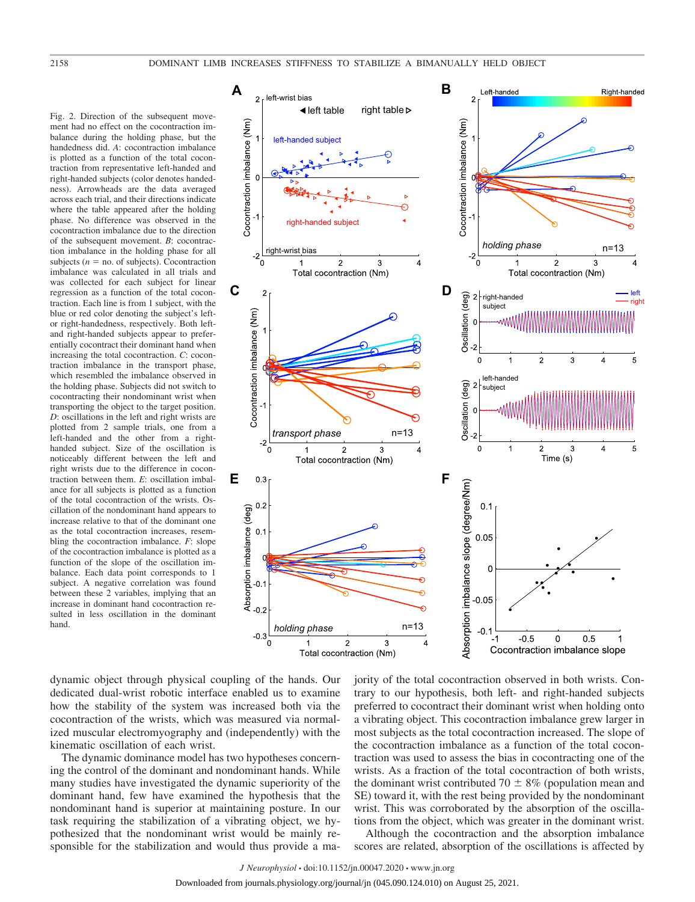Fig. 2. Direction of the subsequent movement had no effect on the cocontraction imbalance during the holding phase, but the handedness did. *A*: cocontraction imbalance is plotted as a function of the total cocontraction from representative left-handed and right-handed subjects (color denotes handedness). Arrowheads are the data averaged across each trial, and their directions indicate where the table appeared after the holding phase. No difference was observed in the cocontraction imbalance due to the direction of the subsequent movement. *B*: cocontraction imbalance in the holding phase for all subjects ($n$ = no. of subjects). Cocontraction imbalance was calculated in all trials and was collected for each subject for linear regression as a function of the total cocontraction. Each line is from 1 subject, with the blue or red color denoting the subject's left- or right-handedness, respectively. Both left- and right-handed subjects appear to preferentially cocontract their dominant hand when increasing the total cocontraction. *C*: cocontraction imbalance in the transport phase, which resembled the imbalance observed in the holding phase. Subjects did not switch to cocontracting their nondominant wrist when transporting the object to the target position. *D*: oscillations in the left and right wrists are plotted from 2 sample trials, one from a left-handed and the other from a right-handed subject. Size of the oscillation is noticeably different between the left and right wrists due to the difference in cocontraction between them. *E*: oscillation imbalance for all subjects is plotted as a function of the total cocontraction of the wrists. Oscillation of the nondominant hand appears to increase relative to that of the dominant one as the total cocontraction increases, resembling the cocontraction imbalance. *F*: slope of the cocontraction imbalance is plotted as a function of the slope of the oscillation imbalance. Each data point corresponds to 1 subject. A negative correlation was found between these 2 variables, implying that an increase in dominant hand cocontraction resulted in less oscillation in the dominant hand.

dynamic object through physical coupling of the hands. Our dedicated dual-wrist robotic interface enabled us to examine how the stability of the system was increased both via the cocontraction of the wrists, which was measured via normalized muscular electromyography and (independently) with the kinematic oscillation of each wrist.

The dynamic dominance model has two hypotheses concerning the control of the dominant and nondominant hands. While many studies have investigated the dynamic superiority of the dominant hand, few have examined the hypothesis that the nondominant hand is superior at maintaining posture. In our task requiring the stabilization of a vibrating object, we hypothesized that the nondominant wrist would be mainly responsible for the stabilization and would thus provide a majority of the total cocontraction observed in both wrists. Contrary to our hypothesis, both left- and right-handed subjects preferred to cocontract their dominant wrist when holding onto a vibrating object. This cocontraction imbalance grew larger in most subjects as the total cocontraction increased. The slope of the cocontraction imbalance as a function of the total cocontraction was used to assess the bias in cocontracting one of the wrists. As a fraction of the total cocontraction of both wrists, the dominant wrist contributed 70 ± 8% (population mean and SE) toward it, with the rest being provided by the nondominant wrist. This was corroborated by the absorption of the oscillations from the object, which was greater in the dominant wrist.

Although the cocontraction and the absorption imbalance scores are related, absorption of the oscillations is affected by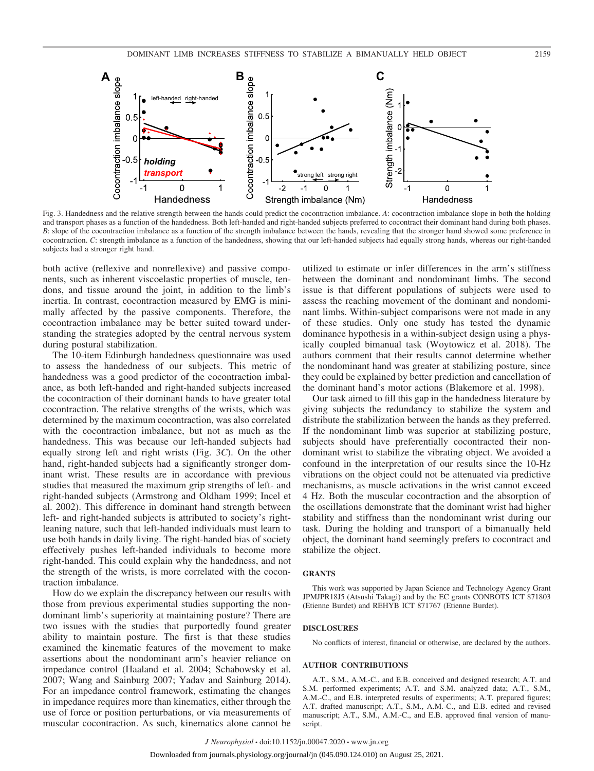Fig. 3. Handedness and the relative strength between the hands could predict the cocontraction imbalance. *A*: cocontraction imbalance slope in both the holding and transport phases as a function of the handedness. Both left-handed and right-handed subjects preferred to cocontract their dominant hand during both phases. *B*: slope of the cocontraction imbalance as a function of the strength imbalance between the hands, revealing that the stronger hand showed some preference in cocontraction. *C*: strength imbalance as a function of the handedness, showing that our left-handed subjects had equally strong hands, whereas our right-handed subjects had a stronger right hand.

both active (reflexive and nonreflexive) and passive components, such as inherent viscoelastic properties of muscle, tendons, and tissue around the joint, in addition to the limb's inertia. In contrast, cocontraction measured by EMG is minimally affected by the passive components. Therefore, the cocontraction imbalance may be better suited toward understanding the strategies adopted by the central nervous system during postural stabilization.

The 10-item Edinburgh handedness questionnaire was used to assess the handedness of our subjects. This metric of handedness was a good predictor of the cocontraction imbalance, as both left-handed and right-handed subjects increased the cocontraction of their dominant hands to have greater total cocontraction. The relative strengths of the wrists, which was determined by the maximum cocontraction, was also correlated with the cocontraction imbalance, but not as much as the handedness. This was because our left-handed subjects had equally strong left and right wrists (Fig. 3*C*). On the other hand, right-handed subjects had a significantly stronger dominant wrist. These results are in accordance with previous studies that measured the maximum grip strengths of left- and right-handed subjects (Armstrong and Oldham 1999; Incel et al. 2002). This difference in dominant hand strength between left- and right-handed subjects is attributed to society's right-leaning nature, such that left-handed individuals must learn to use both hands in daily living. The right-handed bias of society effectively pushes left-handed individuals to become more right-handed. This could explain why the handedness, and not the strength of the wrists, is more correlated with the cocontraction imbalance.

How do we explain the discrepancy between our results with those from previous experimental studies supporting the nondominant limb's superiority at maintaining posture? There are two issues with the studies that purportedly found greater ability to maintain posture. The first is that these studies examined the kinematic features of the movement to make assertions about the nondominant arm's heavier reliance on impedance control (Haaland et al. 2004; Schabowsky et al. 2007; Wang and Sainburg 2007; Yadav and Sainburg 2014). For an impedance control framework, estimating the changes in impedance requires more than kinematics, either through the use of force or position perturbations, or via measurements of muscular cocontraction. As such, kinematics alone cannot be utilized to estimate or infer differences in the arm's stiffness between the dominant and nondominant limbs. The second issue is that different populations of subjects were used to assess the reaching movement of the dominant and nondominant limbs. Within-subject comparisons were not made in any of these studies. Only one study has tested the dynamic dominance hypothesis in a within-subject design using a physically coupled bimanual task (Woytowicz et al. 2018). The authors comment that their results cannot determine whether the nondominant hand was greater at stabilizing posture, since they could be explained by better prediction and cancellation of the dominant hand's motor actions (Blakemore et al. 1998).

Our task aimed to fill this gap in the handedness literature by giving subjects the redundancy to stabilize the system and distribute the stabilization between the hands as they preferred. If the nondominant limb was superior at stabilizing posture, subjects should have preferentially cocontracted their nondominant wrist to stabilize the vibrating object. We avoided a confound in the interpretation of our results since the 10-Hz vibrations on the object could not be attenuated via predictive mechanisms, as muscle activations in the wrist cannot exceed 4 Hz. Both the muscular cocontraction and the absorption of the oscillations demonstrate that the dominant wrist had higher stability and stiffness than the nondominant wrist during our task. During the holding and transport of a bimanually held object, the dominant hand seemingly prefers to cocontract and stabilize the object.

## GRANTS

This work was supported by Japan Science and Technology Agency Grant JPMJPR18J5 (Atsushi Takagi) and by the EC grants CONBOTS ICT 871803 (Etienne Burdet) and REHYB ICT 871767 (Etienne Burdet).

## DISCLOSURES

No conflicts of interest, financial or otherwise, are declared by the authors.

## AUTHOR CONTRIBUTIONS

A.T., S.M., A.M.-C., and E.B. conceived and designed research; A.T. and S.M. performed experiments; A.T. and S.M. analyzed data; A.T., S.M., A.M.-C., and E.B. interpreted results of experiments; A.T. prepared figures; A.T. drafted manuscript; A.T., S.M., A.M.-C., and E.B. edited and revised manuscript; A.T., S.M., A.M.-C., and E.B. approved final version of manuscript.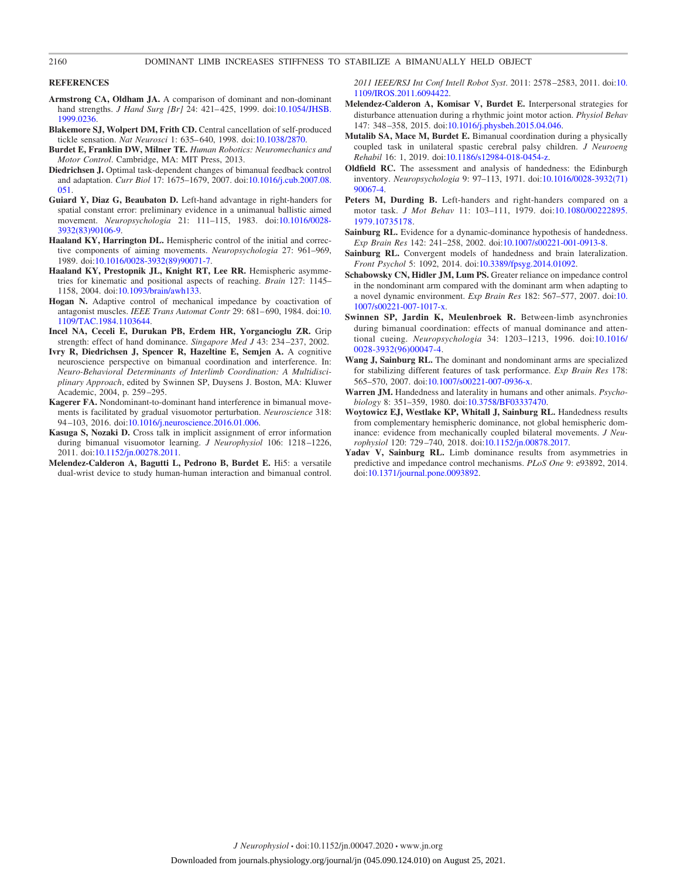## REFERENCES

**Armstrong CA, Oldham JA.** A comparison of dominant and non-dominant hand strengths. *J Hand Surg [Br]* 24: 421–425, 1999. doi:10.1054/JHSB.1999.0236.

**Blakemore SJ, Wolpert DM, Frith CD.** Central cancellation of self-produced tickle sensation. *Nat Neurosci* 1: 635–640, 1998. doi:10.1038/2870.

**Burdet E, Franklin DW, Milner TE.** *Human Robotics: Neuromechanics and Motor Control*. Cambridge, MA: MIT Press, 2013.

**Diedrichsen J.** Optimal task-dependent changes of bimanual feedback control and adaptation. *Curr Biol* 17: 1675–1679, 2007. doi:10.1016/j.cub.2007.08.051.

**Guiard Y, Diaz G, Beaubaton D.** Left-hand advantage in right-handers for spatial constant error: preliminary evidence in a unimanual ballistic aimed movement. *Neuropsychologia* 21: 111–115, 1983. doi:10.1016/0028-3932(83)90106-9.

**Haaland KY, Harrington DL.** Hemispheric control of the initial and corrective components of aiming movements. *Neuropsychologia* 27: 961–969, 1989. doi:10.1016/0028-3932(89)90071-7.

**Haaland KY, Prestopnik JL, Knight RT, Lee RR.** Hemispheric asymmetries for kinematic and positional aspects of reaching. *Brain* 127: 1145–1158, 2004. doi:10.1093/brain/awh133.

**Hogan N.** Adaptive control of mechanical impedance by coactivation of antagonist muscles. *IEEE Trans Automat Contr* 29: 681–690, 1984. doi:10.1109/TAC.1984.1103644.

**Incel NA, Ceceli E, Durukan PB, Erdem HR, Yorgancioglu ZR.** Grip strength: effect of hand dominance. *Singapore Med J* 43: 234–237, 2002.

**Ivry R, Diedrichsen J, Spencer R, Hazeltine E, Semjen A.** A cognitive neuroscience perspective on bimanual coordination and interference. In: *Neuro-Behavioral Determinants of Interlimb Coordination: A Multidisciplinary Approach*, edited by Swinnen SP, Duysens J. Boston, MA: Kluwer Academic, 2004, p. 259–295.

**Kagerer FA.** Nondominant-to-dominant hand interference in bimanual movements is facilitated by gradual visuomotor perturbation. *Neuroscience* 318: 94–103, 2016. doi:10.1016/j.neuroscience.2016.01.006.

**Kasuga S, Nozaki D.** Cross talk in implicit assignment of error information during bimanual visuomotor learning. *J Neurophysiol* 106: 1218–1226, 2011. doi:10.1152/jn.00278.2011.

**Melendez-Calderon A, Bagutti L, Pedrono B, Burdet E.** Hi5: a versatile dual-wrist device to study human-human interaction and bimanual control. *2011 IEEE/RSJ Int Conf Intell Robot Syst*. 2011: 2578–2583, 2011. doi:10.1109/IROS.2011.6094422.

**Melendez-Calderon A, Komisar V, Burdet E.** Interpersonal strategies for disturbance attenuation during a rhythmic joint motor action. *Physiol Behav* 147: 348–358, 2015. doi:10.1016/j.physbeh.2015.04.046.

**Mutalib SA, Mace M, Burdet E.** Bimanual coordination during a physically coupled task in unilateral spastic cerebral palsy children. *J Neuroeng Rehabil* 16: 1, 2019. doi:10.1186/s12984-018-0454-z.

**Oldfield RC.** The assessment and analysis of handedness: the Edinburgh inventory. *Neuropsychologia* 9: 97–113, 1971. doi:10.1016/0028-3932(71)90067-4.

**Peters M, Durding B.** Left-handers and right-handers compared on a motor task. *J Mot Behav* 11: 103–111, 1979. doi:10.1080/00222895.1979.10735178.

**Sainburg RL.** Evidence for a dynamic-dominance hypothesis of handedness. *Exp Brain Res* 142: 241–258, 2002. doi:10.1007/s00221-001-0913-8.

**Sainburg RL.** Convergent models of handedness and brain lateralization. *Front Psychol* 5: 1092, 2014. doi:10.3389/fpsyg.2014.01092.

**Schabowsky CN, Hidler JM, Lum PS.** Greater reliance on impedance control in the nondominant arm compared with the dominant arm when adapting to a novel dynamic environment. *Exp Brain Res* 182: 567–577, 2007. doi:10.1007/s00221-007-1017-x.

**Swinnen SP, Jardin K, Meulenbroek R.** Between-limb asynchronies during bimanual coordination: effects of manual dominance and attentional cueing. *Neuropsychologia* 34: 1203–1213, 1996. doi:10.1016/0028-3932(96)00047-4.

**Wang J, Sainburg RL.** The dominant and nondominant arms are specialized for stabilizing different features of task performance. *Exp Brain Res* 178: 565–570, 2007. doi:10.1007/s00221-007-0936-x.

**Warren JM.** Handedness and laterality in humans and other animals. *Psychobiology* 8: 351–359, 1980. doi:10.3758/BF03337470.

**Woytowicz EJ, Westlake KP, Whitall J, Sainburg RL.** Handedness results from complementary hemispheric dominance, not global hemispheric dominance: evidence from mechanically coupled bilateral movements. *J Neurophysiol* 120: 729–740, 2018. doi:10.1152/jn.00878.2017.

**Yadav V, Sainburg RL.** Limb dominance results from asymmetries in predictive and impedance control mechanisms. *PLoS One* 9: e93892, 2014. doi:10.1371/journal.pone.0093892.